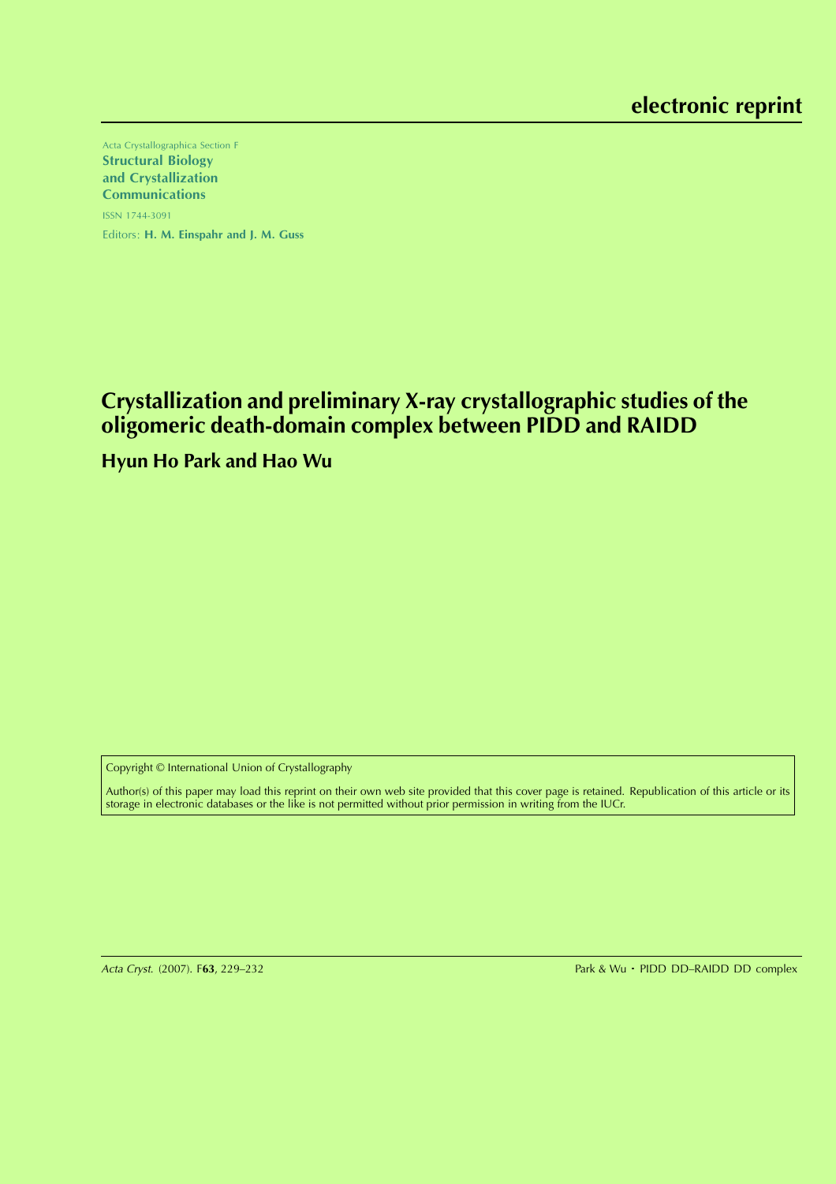**electronic reprint**

Acta Crystallographica Section F

**Structural Biology and Crystallization Communications**

ISSN 1744-3091

Editors: **H. M. Einspahr and J. M. Guss**

# Crystallization and preliminary X-ray crystallographic studies of the oligomeric death-domain complex between PIDD and RAIDD

**Hyun Ho Park and Hao Wu**

Copyright © International Union of Crystallography

Author(s) of this paper may load this reprint on their own web site provided that this cover page is retained. Republication of this article or its storage in electronic databases or the like is not permitted without prior permission in writing from the IUCr.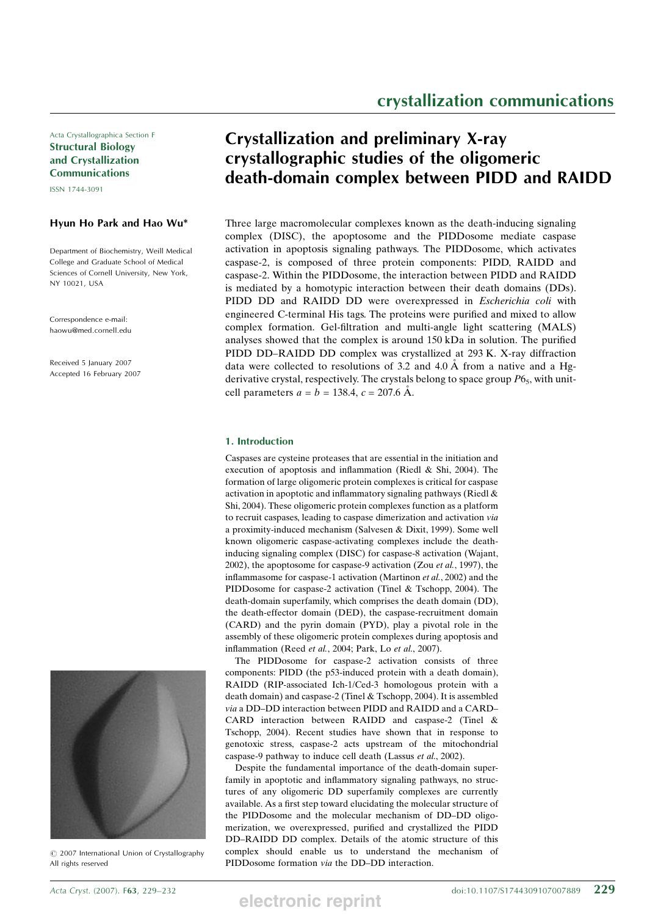Acta Crystallographica Section F
**Structural Biology and Crystallization Communications**

ISSN 1744-3091

# Crystallization and preliminary X-ray crystallographic studies of the oligomeric death-domain complex between PIDD and RAIDD

**Hyun Ho Park and Hao Wu\***

Department of Biochemistry, Weill Medical College and Graduate School of Medical Sciences of Cornell University, New York, NY 10021, USA

Correspondence e-mail: haowu@med.cornell.edu

Received 5 January 2007
Accepted 16 February 2007

Three large macromolecular complexes known as the death-inducing signaling complex (DISC), the apoptosome and the PIDDosome mediate caspase activation in apoptosis signaling pathways. The PIDDosome, which activates caspase-2, is composed of three protein components: PIDD, RAIDD and caspase-2. Within the PIDDosome, the interaction between PIDD and RAIDD is mediated by a homotypic interaction between their death domains (DDs). PIDD DD and RAIDD DD were overexpressed in *Escherichia coli* with engineered C-terminal His tags. The proteins were purified and mixed to allow complex formation. Gel-filtration and multi-angle light scattering (MALS) analyses showed that the complex is around 150 kDa in solution. The purified PIDD DD–RAIDD DD complex was crystallized at 293 K. X-ray diffraction data were collected to resolutions of 3.2 and 4.0 Å from a native and a Hg-derivative crystal, respectively. The crystals belong to space group $P6_5$, with unit-cell parameters $a = b = 138.4$, $c = 207.6$ Å.

## 1. Introduction

Caspases are cysteine proteases that are essential in the initiation and execution of apoptosis and inflammation (Riedl & Shi, 2004). The formation of large oligomeric protein complexes is critical for caspase activation in apoptotic and inflammatory signaling pathways (Riedl & Shi, 2004). These oligomeric protein complexes function as a platform to recruit caspases, leading to caspase dimerization and activation *via* a proximity-induced mechanism (Salvesen & Dixit, 1999). Some well known oligomeric caspase-activating complexes include the death-inducing signaling complex (DISC) for caspase-8 activation (Wajant, 2002), the apoptosome for caspase-9 activation (Zou *et al.*, 1997), the inflammasome for caspase-1 activation (Martinon *et al.*, 2002) and the PIDDosome for caspase-2 activation (Tinel & Tschopp, 2004). The death-domain superfamily, which comprises the death domain (DD), the death-effector domain (DED), the caspase-recruitment domain (CARD) and the pyrin domain (PYD), play a pivotal role in the assembly of these oligomeric protein complexes during apoptosis and inflammation (Reed *et al.*, 2004; Park, Lo *et al.*, 2007).

The PIDDosome for caspase-2 activation consists of three components: PIDD (the p53-induced protein with a death domain), RAIDD (RIP-associated Ich-1/Ced-3 homologous protein with a death domain) and caspase-2 (Tinel & Tschopp, 2004). It is assembled *via* a DD–DD interaction between PIDD and RAIDD and a CARD–CARD interaction between RAIDD and caspase-2 (Tinel & Tschopp, 2004). Recent studies have shown that in response to genotoxic stress, caspase-2 acts upstream of the mitochondrial caspase-9 pathway to induce cell death (Lassus *et al.*, 2002).

Despite the fundamental importance of the death-domain superfamily in apoptotic and inflammatory signaling pathways, no structures of any oligomeric DD superfamily complexes are currently available. As a first step toward elucidating the molecular structure of the PIDDosome and the molecular mechanism of DD–DD oligomerization, we overexpressed, purified and crystallized the PIDD DD–RAIDD DD complex. Details of the atomic structure of this complex should enable us to understand the mechanism of PIDDosome formation *via* the DD–DD interaction.

© 2007 International Union of Crystallography
All rights reserved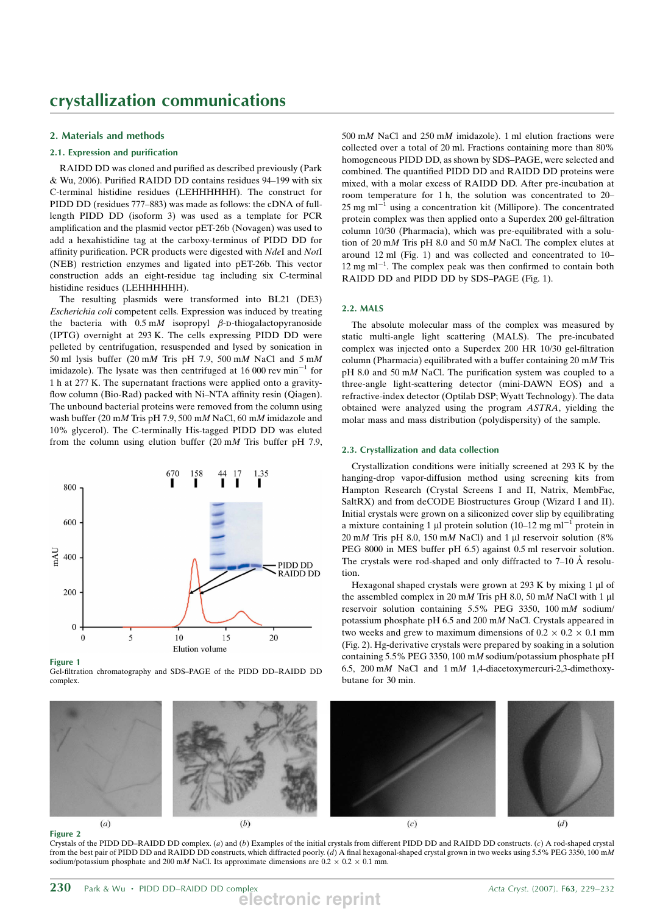## 2. Materials and methods

### 2.1. Expression and purification

RAIDD DD was cloned and purified as described previously (Park & Wu, 2006). Purified RAIDD DD contains residues 94–199 with six C-terminal histidine residues (LEHHHHHH). The construct for PIDD DD (residues 777–883) was made as follows: the cDNA of full-length PIDD DD (isoform 3) was used as a template for PCR amplification and the plasmid vector pET-26b (Novagen) was used to add a hexahistidine tag at the carboxy-terminus of PIDD DD for affinity purification. PCR products were digested with *Nde*I and *Not*I (NEB) restriction enzymes and ligated into pET-26b. This vector construction adds an eight-residue tag including six C-terminal histidine residues (LEHHHHHH).

The resulting plasmids were transformed into BL21 (DE3) *Escherichia coli* competent cells. Expression was induced by treating the bacteria with 0.5 m*M* isopropyl β-D-thiogalactopyranoside (IPTG) overnight at 293 K. The cells expressing PIDD DD were pelleted by centrifugation, resuspended and lysed by sonication in 50 ml lysis buffer (20 m*M* Tris pH 7.9, 500 m*M* NaCl and 5 m*M* imidazole). The lysate was then centrifuged at 16 000 rev $min^{-1}$ for 1 h at 277 K. The supernatant fractions were applied onto a gravity-flow column (Bio-Rad) packed with Ni–NTA affinity resin (Qiagen). The unbound bacterial proteins were removed from the column using wash buffer (20 m*M* Tris pH 7.9, 500 m*M* NaCl, 60 m*M* imidazole and 10% glycerol). The C-terminally His-tagged PIDD DD was eluted from the column using elution buffer (20 m*M* Tris buffer pH 7.9, 500 m*M* NaCl and 250 m*M* imidazole). 1 ml elution fractions were collected over a total of 20 ml. Fractions containing more than 80% homogeneous PIDD DD, as shown by SDS–PAGE, were selected and combined. The quantified PIDD DD and RAIDD DD proteins were mixed, with a molar excess of RAIDD DD. After pre-incubation at room temperature for 1 h, the solution was concentrated to 20–25 mg $ml^{-1}$ using a concentration kit (Millipore). The concentrated protein complex was then applied onto a Superdex 200 gel-filtration column 10/30 (Pharmacia), which was pre-equilibrated with a solution of 20 m*M* Tris pH 8.0 and 50 m*M* NaCl. The complex elutes at around 12 ml (Fig. 1) and was collected and concentrated to 10–12 mg $ml^{-1}$. The complex peak was then confirmed to contain both RAIDD DD and PIDD DD by SDS–PAGE (Fig. 1).

**Figure 1**
Gel-filtration chromatography and SDS–PAGE of the PIDD DD–RAIDD DD complex.

### 2.2. MALS

The absolute molecular mass of the complex was measured by static multi-angle light scattering (MALS). The pre-incubated complex was injected onto a Superdex 200 HR 10/30 gel-filtration column (Pharmacia) equilibrated with a buffer containing 20 m*M* Tris pH 8.0 and 50 m*M* NaCl. The purification system was coupled to a three-angle light-scattering detector (mini-DAWN EOS) and a refractive-index detector (Optilab DSP; Wyatt Technology). The data obtained were analyzed using the program *ASTRA*, yielding the molar mass and mass distribution (polydispersity) of the sample.

### 2.3. Crystallization and data collection

Crystallization conditions were initially screened at 293 K by the hanging-drop vapor-diffusion method using screening kits from Hampton Research (Crystal Screens I and II, Natrix, MembFac, SaltRX) and from deCODE Biostructures Group (Wizard I and II). Initial crystals were grown on a siliconized cover slip by equilibrating a mixture containing 1 µl protein solution (10–12 mg $ml^{-1}$ protein in 20 m*M* Tris pH 8.0, 150 m*M* NaCl) and 1 µl reservoir solution (8% PEG 8000 in MES buffer pH 6.5) against 0.5 ml reservoir solution. The crystals were rod-shaped and only diffracted to 7–10 Å resolution.

Hexagonal shaped crystals were grown at 293 K by mixing 1 µl of the assembled complex in 20 m*M* Tris pH 8.0, 50 m*M* NaCl with 1 µl reservoir solution containing 5.5% PEG 3350, 100 m*M* sodium/potassium phosphate pH 6.5 and 200 m*M* NaCl. Crystals appeared in two weeks and grew to maximum dimensions of 0.2 × 0.2 × 0.1 mm (Fig. 2). Hg-derivative crystals were prepared by soaking in a solution containing 5.5% PEG 3350, 100 m*M* sodium/potassium phosphate pH 6.5, 200 m*M* NaCl and 1 m*M* 1,4-diacetoxymercuri-2,3-dimethoxybutane for 30 min.

**Figure 2**
Crystals of the PIDD DD–RAIDD DD complex. (*a*) and (*b*) Examples of the initial crystals from different PIDD DD and RAIDD DD constructs. (*c*) A rod-shaped crystal from the best pair of PIDD DD and RAIDD DD constructs, which diffracted poorly. (*d*) A final hexagonal-shaped crystal grown in two weeks using 5.5% PEG 3350, 100 m*M* sodium/potassium phosphate and 200 m*M* NaCl. Its approximate dimensions are 0.2 × 0.2 × 0.1 mm.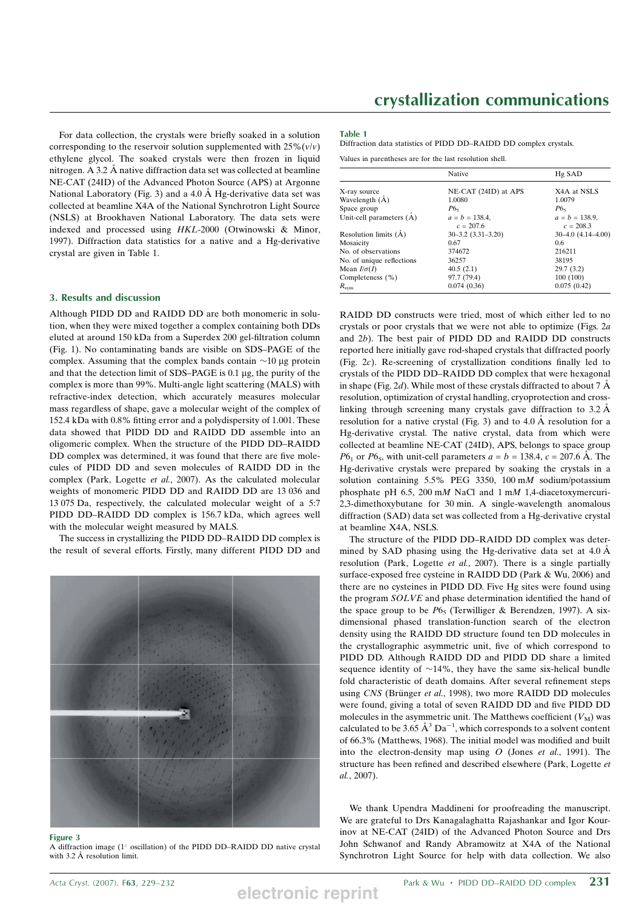For data collection, the crystals were briefly soaked in a solution corresponding to the reservoir solution supplemented with 25%(*v*/*v*) ethylene glycol. The soaked crystals were then frozen in liquid nitrogen. A 3.2 Å native diffraction data set was collected at beamline NE-CAT (24ID) of the Advanced Photon Source (APS) at Argonne National Laboratory (Fig. 3) and a 4.0 Å Hg-derivative data set was collected at beamline X4A of the National Synchrotron Light Source (NSLS) at Brookhaven National Laboratory. The data sets were indexed and processed using *HKL*-2000 (Otwinowski & Minor, 1997). Diffraction data statistics for a native and a Hg-derivative crystal are given in Table 1.

## 3. Results and discussion

Although PIDD DD and RAIDD DD are both monomeric in solution, when they were mixed together a complex containing both DDs eluted at around 150 kDa from a Superdex 200 gel-filtration column (Fig. 1). No contaminating bands are visible on SDS–PAGE of the complex. Assuming that the complex bands contain ~10 µg protein and that the detection limit of SDS–PAGE is 0.1 µg, the purity of the complex is more than 99%. Multi-angle light scattering (MALS) with refractive-index detection, which accurately measures molecular mass regardless of shape, gave a molecular weight of the complex of 152.4 kDa with 0.8% fitting error and a polydispersity of 1.001. These data showed that PIDD DD and RAIDD DD assemble into an oligomeric complex. When the structure of the PIDD DD–RAIDD DD complex was determined, it was found that there are five molecules of PIDD DD and seven molecules of RAIDD DD in the complex (Park, Logette *et al.*, 2007). As the calculated molecular weights of monomeric PIDD DD and RAIDD DD are 13 036 and 13 075 Da, respectively, the calculated molecular weight of a 5:7 PIDD DD–RAIDD DD complex is 156.7 kDa, which agrees well with the molecular weight measured by MALS.

The success in crystallizing the PIDD DD–RAIDD DD complex is the result of several efforts. Firstly, many different PIDD DD and RAIDD DD constructs were tried, most of which either led to no crystals or poor crystals that we were not able to optimize (Figs. 2*a* and 2*b*). The best pair of PIDD DD and RAIDD DD constructs reported here initially gave rod-shaped crystals that diffracted poorly (Fig. 2*c*). Re-screening of crystallization conditions finally led to crystals of the PIDD DD–RAIDD DD complex that were hexagonal in shape (Fig. 2*d*). While most of these crystals diffracted to about 7 Å resolution, optimization of crystal handling, cryoprotection and cross-linking through screening many crystals gave diffraction to 3.2 Å resolution for a native crystal (Fig. 3) and to 4.0 Å resolution for a Hg-derivative crystal. The native crystal, data from which were collected at beamline NE-CAT (24ID), APS, belongs to space group $P6_1$ or $P6_5$, with unit-cell parameters $a = b = 138.4$, $c = 207.6$ Å. The Hg-derivative crystals were prepared by soaking the crystals in a solution containing 5.5% PEG 3350, 100 m*M* sodium/potassium phosphate pH 6.5, 200 m*M* NaCl and 1 m*M* 1,4-diacetoxymercuri-2,3-dimethoxybutane for 30 min. A single-wavelength anomalous diffraction (SAD) data set was collected from a Hg-derivative crystal at beamline X4A, NSLS.

The structure of the PIDD DD–RAIDD DD complex was determined by SAD phasing using the Hg-derivative data set at 4.0 Å resolution (Park, Logette *et al.*, 2007). There is a single partially surface-exposed free cysteine in RAIDD DD (Park & Wu, 2006) and there are no cysteines in PIDD DD. Five Hg sites were found using the program *SOLVE* and phase determination identified the hand of the space group to be $P6_5$ (Terwilliger & Berendzen, 1997). A six-dimensional phased translation-function search of the electron density using the RAIDD DD structure found ten DD molecules in the crystallographic asymmetric unit, five of which correspond to PIDD DD. Although RAIDD DD and PIDD DD share a limited sequence identity of ~14%, they have the same six-helical bundle fold characteristic of death domains. After several refinement steps using *CNS* (Brünger *et al.*, 1998), two more RAIDD DD molecules were found, giving a total of seven RAIDD DD and five PIDD DD molecules in the asymmetric unit. The Matthews coefficient ($V_M$) was calculated to be 3.65 Å$^3$ Da$^{-1}$, which corresponds to a solvent content of 66.3% (Matthews, 1968). The initial model was modified and built into the electron-density map using *O* (Jones *et al.*, 1991). The structure has been refined and described elsewhere (Park, Logette *et al.*, 2007).

**Table 1**
Diffraction data statistics of PIDD DD–RAIDD DD complex crystals.

Values in parentheses are for the last resolution shell.

| | Native | Hg SAD |
|---|---|---|
| X-ray source | NE-CAT (24ID) at APS | X4A at NSLS |
| Wavelength (Å) | 1.0080 | 1.0079 |
| Space group | $P6_5$ | $P6_5$ |
| Unit-cell parameters (Å) | $a = b = 138.4$, $c = 207.6$ | $a = b = 138.9$, $c = 208.3$ |
| Resolution limits (Å) | 30–3.2 (3.31–3.20) | 30–4.0 (4.14–4.00) |
| Mosaicity | 0.67 | 0.6 |
| No. of observations | 374672 | 216211 |
| No. of unique reflections | 36257 | 38195 |
| Mean $I/\sigma(I)$ | 40.5 (2.1) | 29.7 (3.2) |
| Completeness (%) | 97.7 (79.4) | 100 (100) |
| $R_{sym}$ | 0.074 (0.36) | 0.075 (0.42) |

**Figure 3**
A diffraction image (1° oscillation) of the PIDD DD–RAIDD DD native crystal with 3.2 Å resolution limit.

We thank Upendra Maddineni for proofreading the manuscript. We are grateful to Drs Kanagalaghatta Rajashankar and Igor Kourinov at NE-CAT (24ID) of the Advanced Photon Source and Drs John Schwanof and Randy Abramowitz at X4A of the National Synchrotron Light Source for help with data collection. We also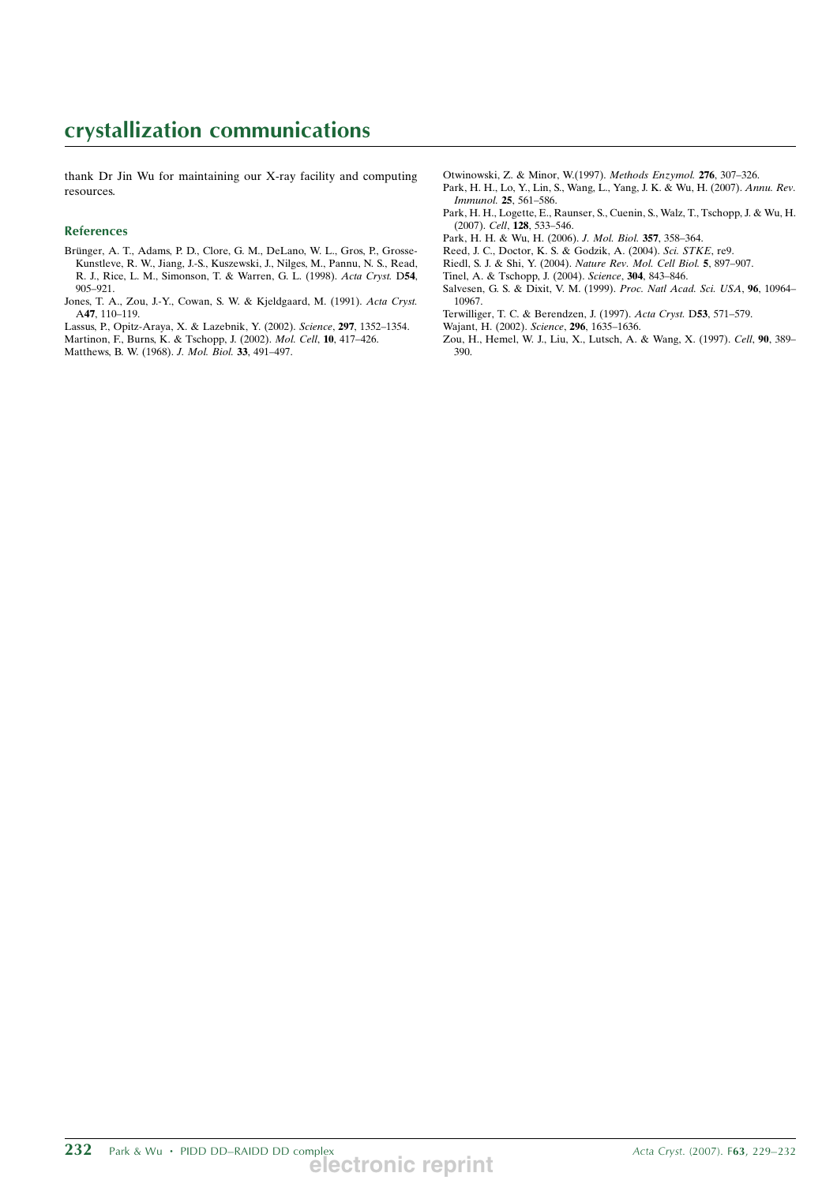thank Dr Jin Wu for maintaining our X-ray facility and computing resources.

## References

Brünger, A. T., Adams, P. D., Clore, G. M., DeLano, W. L., Gros, P., Grosse-Kunstleve, R. W., Jiang, J.-S., Kuszewski, J., Nilges, M., Pannu, N. S., Read, R. J., Rice, L. M., Simonson, T. & Warren, G. L. (1998). *Acta Cryst.* D**54**, 905–921.

Jones, T. A., Zou, J.-Y., Cowan, S. W. & Kjeldgaard, M. (1991). *Acta Cryst.* A**47**, 110–119.

Lassus, P., Opitz-Araya, X. & Lazebnik, Y. (2002). *Science*, **297**, 1352–1354.

Martinon, F., Burns, K. & Tschopp, J. (2002). *Mol. Cell*, **10**, 417–426.

Matthews, B. W. (1968). *J. Mol. Biol.* **33**, 491–497.

Otwinowski, Z. & Minor, W.(1997). *Methods Enzymol.* **276**, 307–326.

Park, H. H., Lo, Y., Lin, S., Wang, L., Yang, J. K. & Wu, H. (2007). *Annu. Rev. Immunol.* **25**, 561–586.

Park, H. H., Logette, E., Raunser, S., Cuenin, S., Walz, T., Tschopp, J. & Wu, H. (2007). *Cell*, **128**, 533–546.

Park, H. H. & Wu, H. (2006). *J. Mol. Biol.* **357**, 358–364.

Reed, J. C., Doctor, K. S. & Godzik, A. (2004). *Sci. STKE*, re9.

Riedl, S. J. & Shi, Y. (2004). *Nature Rev. Mol. Cell Biol.* **5**, 897–907.

Tinel, A. & Tschopp, J. (2004). *Science*, **304**, 843–846.

Salvesen, G. S. & Dixit, V. M. (1999). *Proc. Natl Acad. Sci. USA*, **96**, 10964–10967.

Terwilliger, T. C. & Berendzen, J. (1997). *Acta Cryst.* D**53**, 571–579.

Wajant, H. (2002). *Science*, **296**, 1635–1636.

Zou, H., Hemel, W. J., Liu, X., Lutsch, A. & Wang, X. (1997). *Cell*, **90**, 389–390.